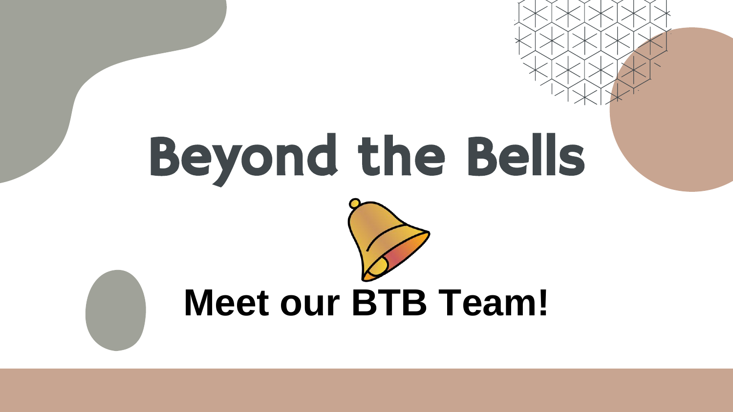# Beyond the Bells

## Meet our BTB Team!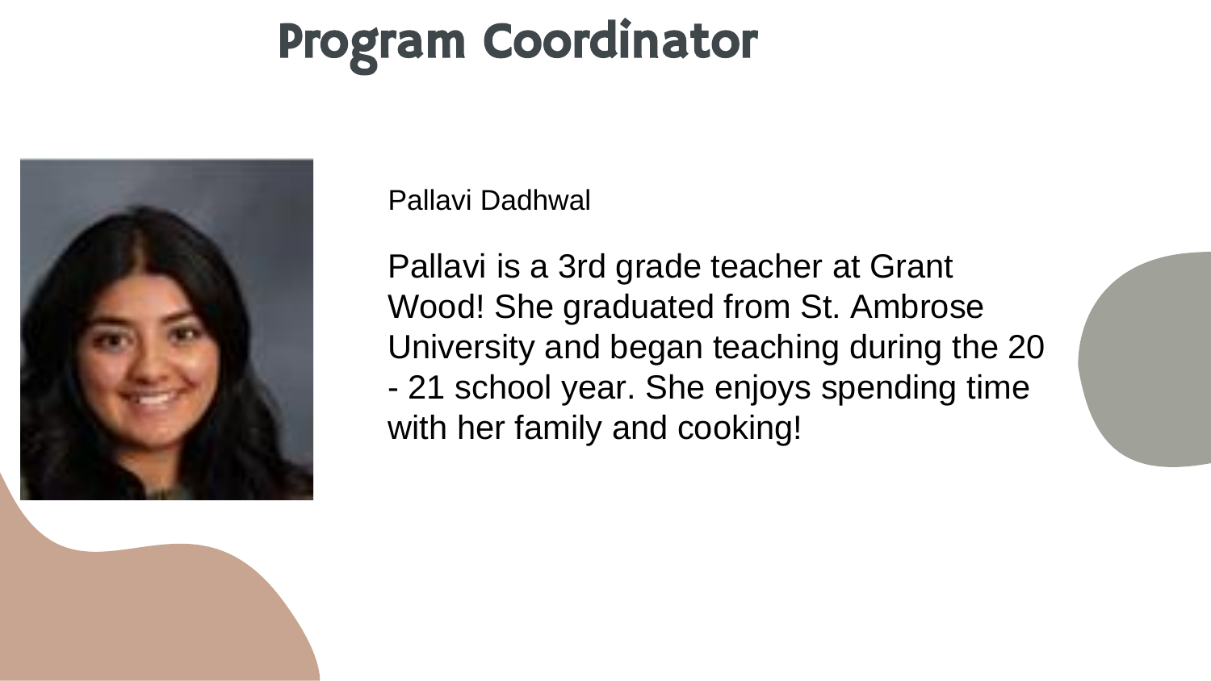# Program Coordinator

Pallavi Dadhwal

Pallavi is a 3rd grade teacher at Grant Wood! She graduated from St. Ambrose University and began teaching during the 20 - 21 school year. She enjoys spending time with her family and cooking!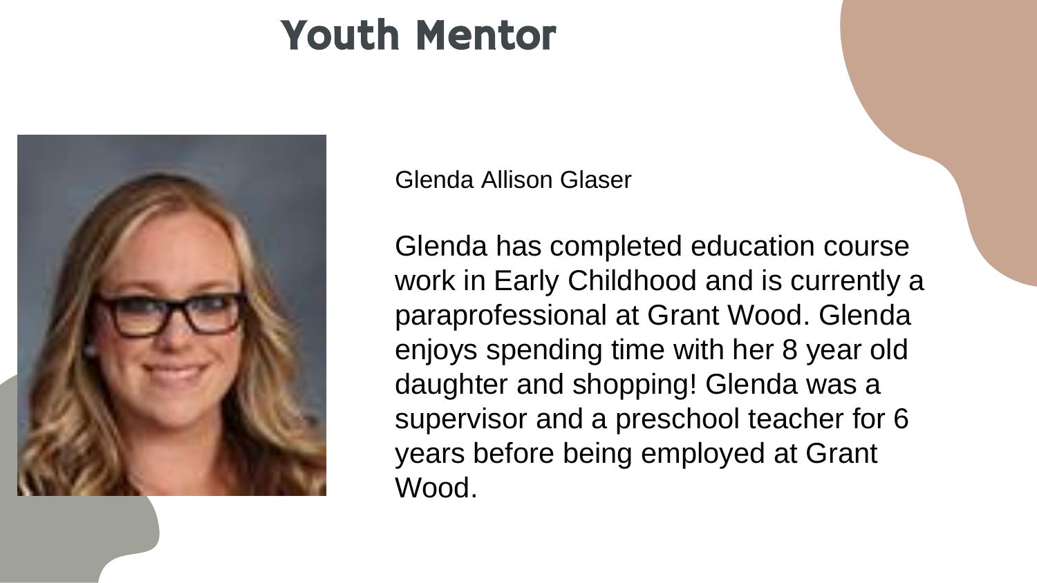# Youth Mentor

Glenda Allison Glaser

Glenda has completed education course work in Early Childhood and is currently a paraprofessional at Grant Wood. Glenda enjoys spending time with her 8 year old daughter and shopping! Glenda was a supervisor and a preschool teacher for 6 years before being employed at Grant Wood.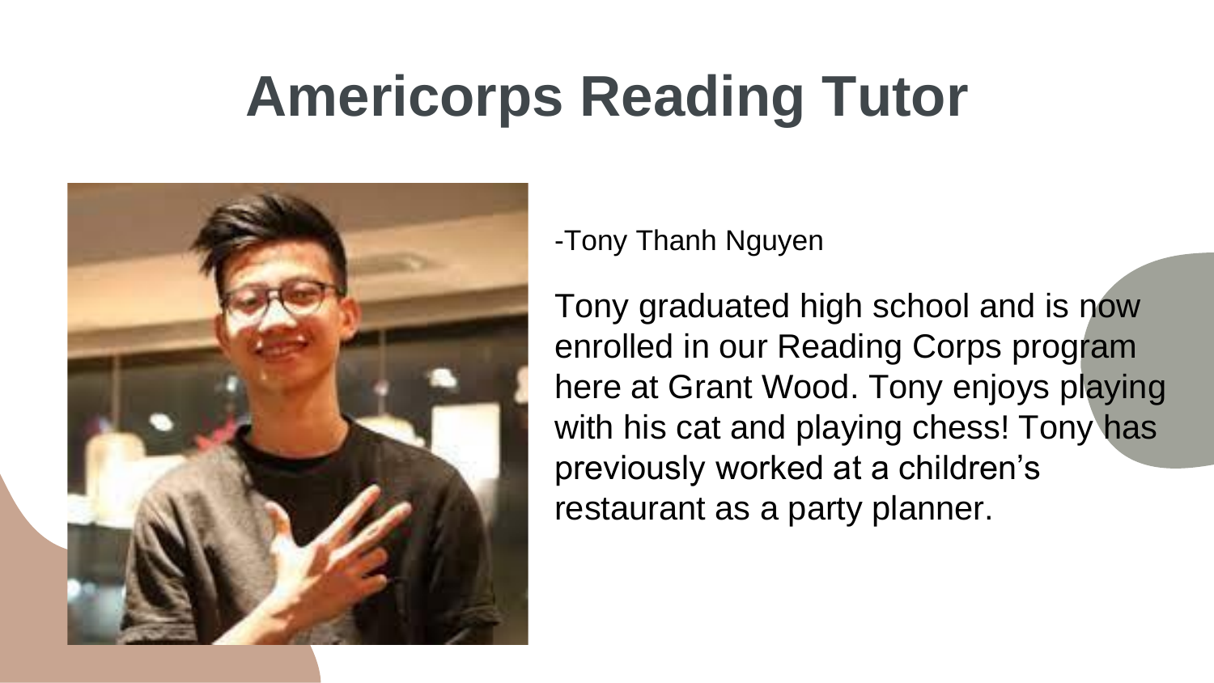# Americorps Reading Tutor

-Tony Thanh Nguyen

Tony graduated high school and is now enrolled in our Reading Corps program here at Grant Wood. Tony enjoys playing with his cat and playing chess! Tony has previously worked at a children's restaurant as a party planner.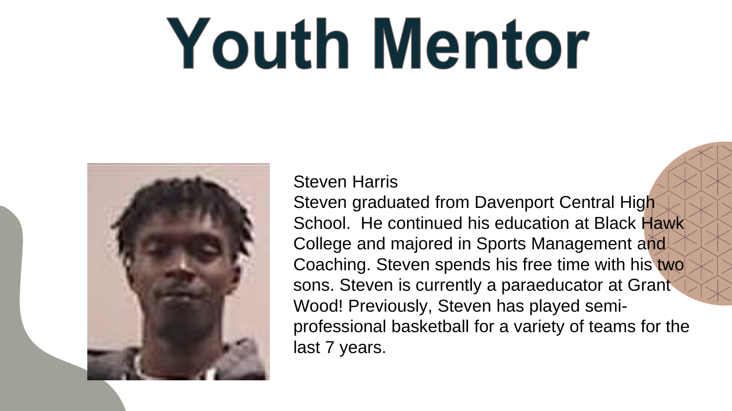# Youth Mentor

Steven Harris

Steven graduated from Davenport Central High School. He continued his education at Black Hawk College and majored in Sports Management and Coaching. Steven spends his free time with his two sons. Steven is currently a paraeducator at Grant Wood! Previously, Steven has played semi-professional basketball for a variety of teams for the last 7 years.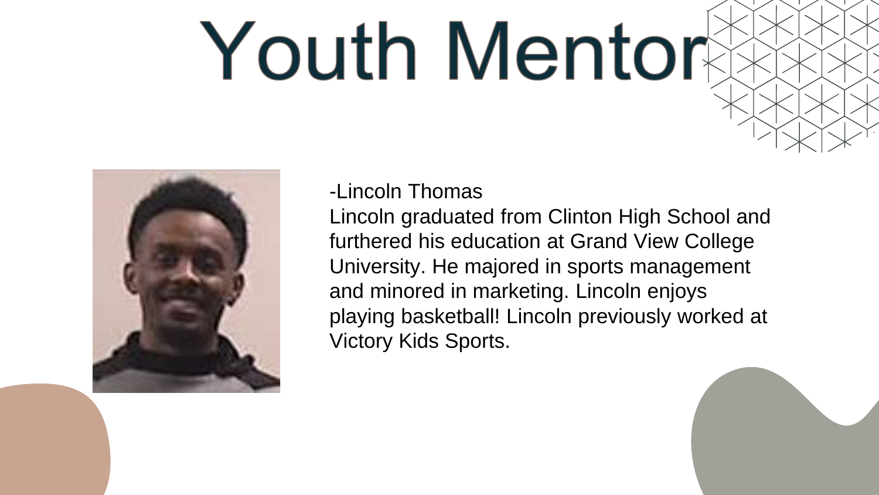# Youth Mentor

-Lincoln Thomas

Lincoln graduated from Clinton High School and furthered his education at Grand View College University. He majored in sports management and minored in marketing. Lincoln enjoys playing basketball! Lincoln previously worked at Victory Kids Sports.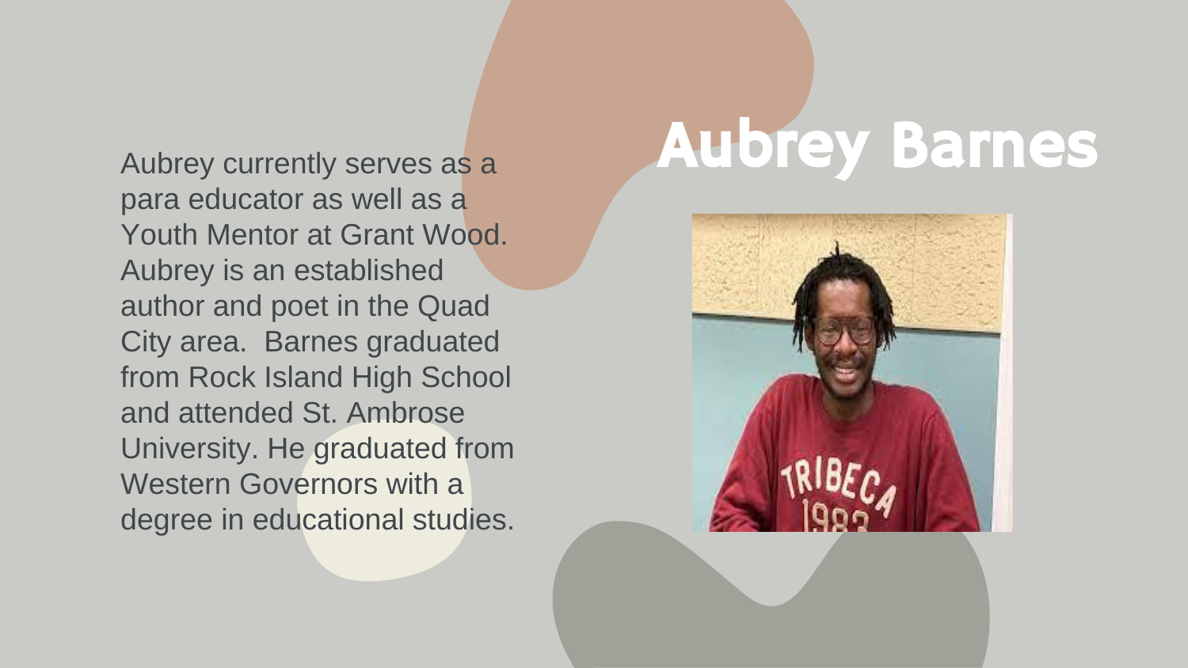# Aubrey Barnes

Aubrey currently serves as a para educator as well as a Youth Mentor at Grant Wood. Aubrey is an established author and poet in the Quad City area. Barnes graduated from Rock Island High School and attended St. Ambrose University. He graduated from Western Governors with a degree in educational studies.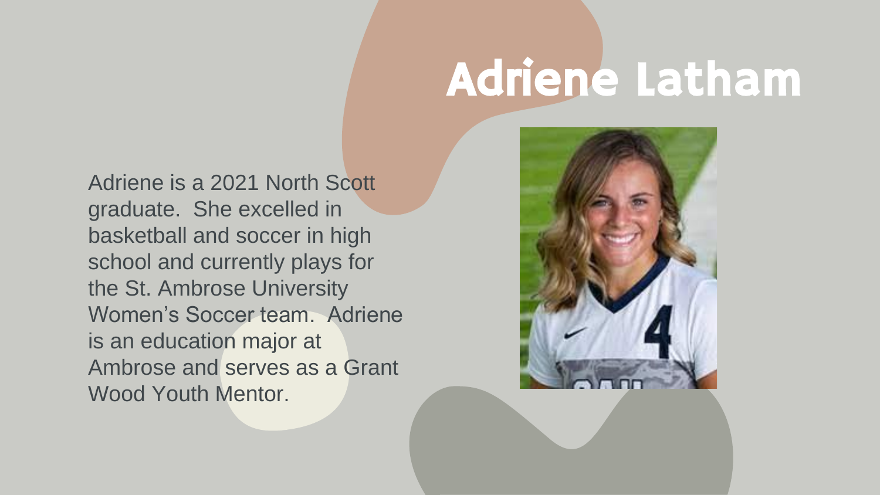# Adriene Latham

Adriene is a 2021 North Scott graduate. She excelled in basketball and soccer in high school and currently plays for the St. Ambrose University Women's Soccer team. Adriene is an education major at Ambrose and serves as a Grant Wood Youth Mentor.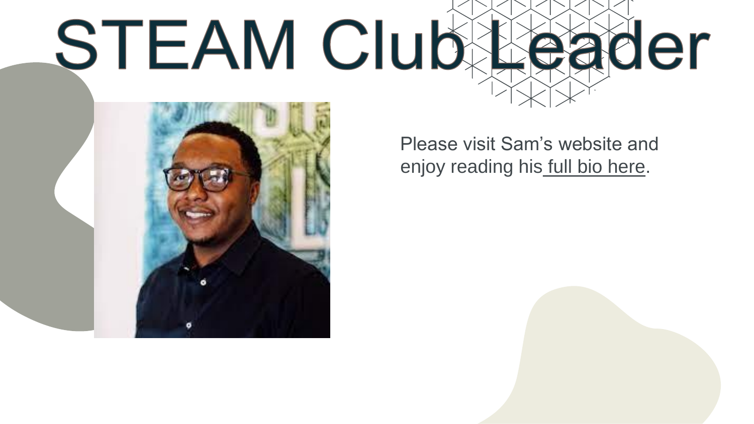# STEAM Club Leader

Please visit Sam’s website and enjoy reading his full bio here.